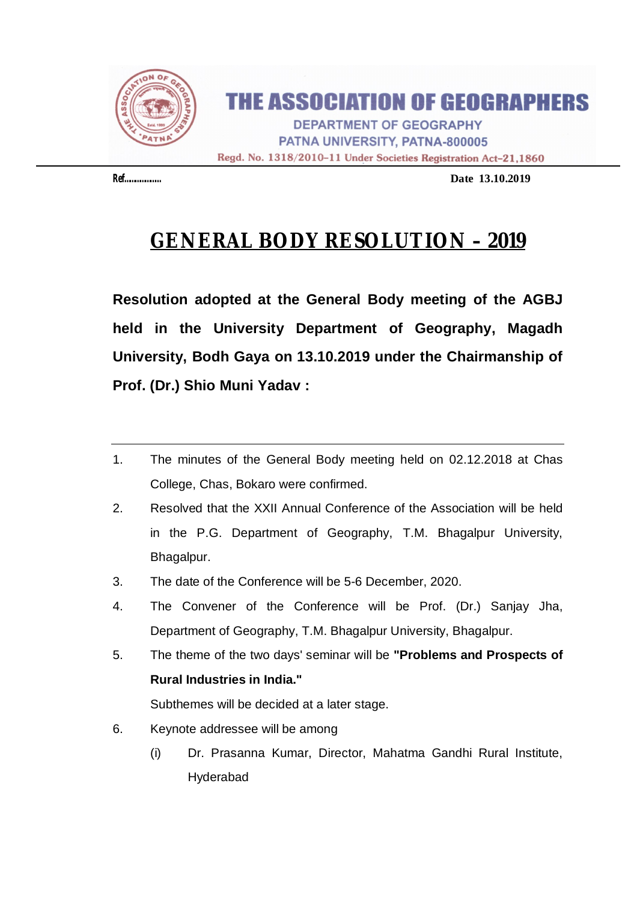# THE ASSOCIATION OF GEOGRAPHERS

DEPARTMENT OF GEOGRAPHY
PATNA UNIVERSITY, PATNA-800005
Regd. No. 1318/2010-11 Under Societies Registration Act-21,1860

Ref...............                                                                                  Date 13.10.2019

## GENERAL BODY RESOLUTION – 2019

**Resolution adopted at the General Body meeting of the AGBJ held in the University Department of Geography, Magadh University, Bodh Gaya on 13.10.2019 under the Chairmanship of Prof. (Dr.) Shio Muni Yadav :**

---

1. The minutes of the General Body meeting held on 02.12.2018 at Chas College, Chas, Bokaro were confirmed.
2. Resolved that the XXII Annual Conference of the Association will be held in the P.G. Department of Geography, T.M. Bhagalpur University, Bhagalpur.
3. The date of the Conference will be 5-6 December, 2020.
4. The Convener of the Conference will be Prof. (Dr.) Sanjay Jha, Department of Geography, T.M. Bhagalpur University, Bhagalpur.
5. The theme of the two days' seminar will be **"Problems and Prospects of Rural Industries in India."**

   Subthemes will be decided at a later stage.
6. Keynote addressee will be among
   (i) Dr. Prasanna Kumar, Director, Mahatma Gandhi Rural Institute, Hyderabad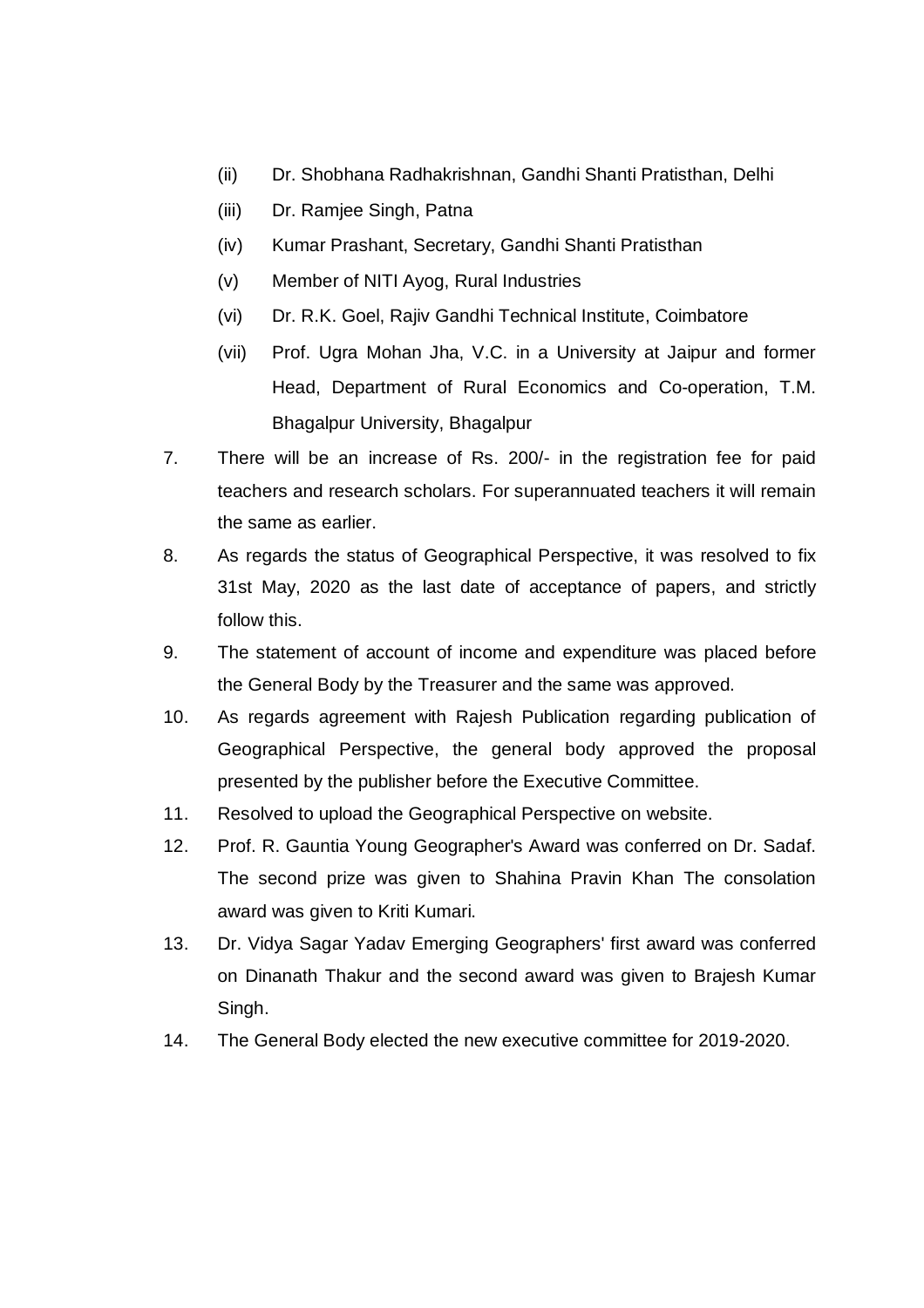(ii) Dr. Shobhana Radhakrishnan, Gandhi Shanti Pratisthan, Delhi

    (iii) Dr. Ramjee Singh, Patna

    (iv) Kumar Prashant, Secretary, Gandhi Shanti Pratisthan

    (v) Member of NITI Ayog, Rural Industries

    (vi) Dr. R.K. Goel, Rajiv Gandhi Technical Institute, Coimbatore

    (vii) Prof. Ugra Mohan Jha, V.C. in a University at Jaipur and former Head, Department of Rural Economics and Co-operation, T.M. Bhagalpur University, Bhagalpur

7. There will be an increase of Rs. 200/- in the registration fee for paid teachers and research scholars. For superannuated teachers it will remain the same as earlier.
8. As regards the status of Geographical Perspective, it was resolved to fix 31st May, 2020 as the last date of acceptance of papers, and strictly follow this.
9. The statement of account of income and expenditure was placed before the General Body by the Treasurer and the same was approved.
10. As regards agreement with Rajesh Publication regarding publication of Geographical Perspective, the general body approved the proposal presented by the publisher before the Executive Committee.
11. Resolved to upload the Geographical Perspective on website.
12. Prof. R. Gauntia Young Geographer's Award was conferred on Dr. Sadaf. The second prize was given to Shahina Pravin Khan The consolation award was given to Kriti Kumari.
13. Dr. Vidya Sagar Yadav Emerging Geographers' first award was conferred on Dinanath Thakur and the second award was given to Brajesh Kumar Singh.
14. The General Body elected the new executive committee for 2019-2020.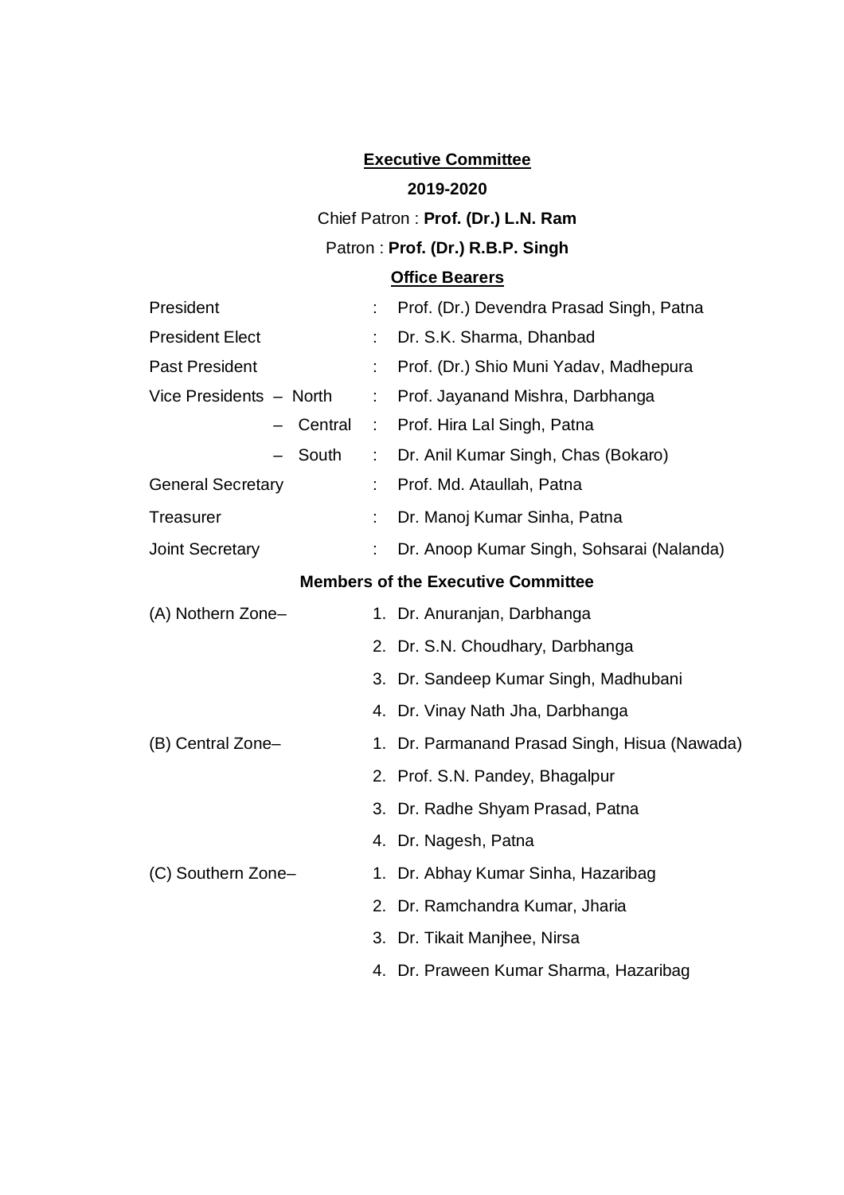## Executive Committee

**2019-2020**

Chief Patron : **Prof. (Dr.) L.N. Ram**

Patron : **Prof. (Dr.) R.B.P. Singh**

### Office Bearers

| | | |
|---|---|---|
| President | : | Prof. (Dr.) Devendra Prasad Singh, Patna |
| President Elect | : | Dr. S.K. Sharma, Dhanbad |
| Past President | : | Prof. (Dr.) Shio Muni Yadav, Madhepura |
| Vice Presidents – North | : | Prof. Jayanand Mishra, Darbhanga |
| – Central | : | Prof. Hira Lal Singh, Patna |
| – South | : | Dr. Anil Kumar Singh, Chas (Bokaro) |
| General Secretary | : | Prof. Md. Ataullah, Patna |
| Treasurer | : | Dr. Manoj Kumar Sinha, Patna |
| Joint Secretary | : | Dr. Anoop Kumar Singh, Sohsarai (Nalanda) |

### Members of the Executive Committee

(A) Nothern Zone–

1. Dr. Anuranjan, Darbhanga
2. Dr. S.N. Choudhary, Darbhanga
3. Dr. Sandeep Kumar Singh, Madhubani
4. Dr. Vinay Nath Jha, Darbhanga

(B) Central Zone–

1. Dr. Parmanand Prasad Singh, Hisua (Nawada)
2. Prof. S.N. Pandey, Bhagalpur
3. Dr. Radhe Shyam Prasad, Patna
4. Dr. Nagesh, Patna

(C) Southern Zone–

1. Dr. Abhay Kumar Sinha, Hazaribag
2. Dr. Ramchandra Kumar, Jharia
3. Dr. Tikait Manjhee, Nirsa
4. Dr. Praween Kumar Sharma, Hazaribag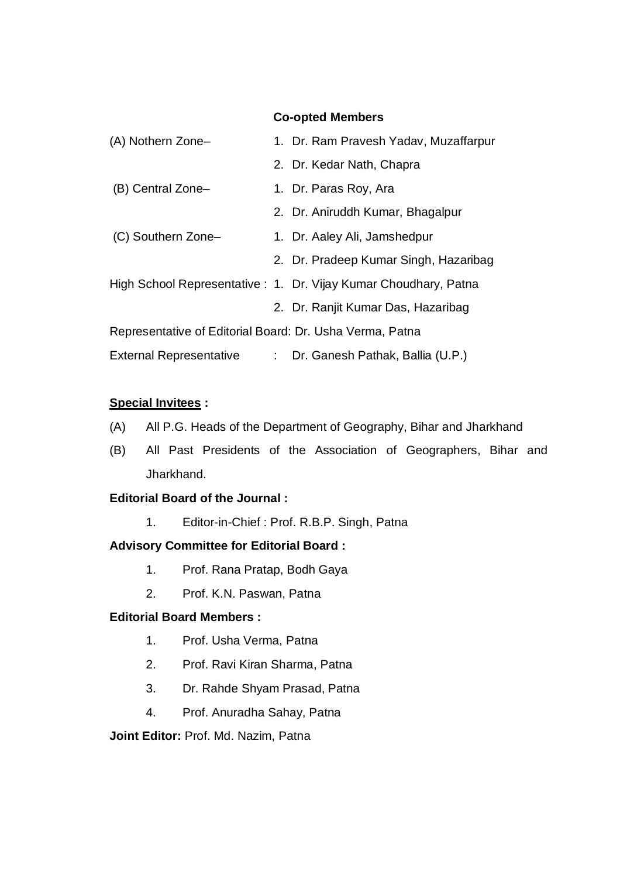**Co-opted Members**

(A) Nothern Zone– 1. Dr. Ram Pravesh Yadav, Muzaffarpur

2. Dr. Kedar Nath, Chapra

(B) Central Zone– 1. Dr. Paras Roy, Ara

2. Dr. Aniruddh Kumar, Bhagalpur

(C) Southern Zone– 1. Dr. Aaley Ali, Jamshedpur

2. Dr. Pradeep Kumar Singh, Hazaribag

High School Representative : 1. Dr. Vijay Kumar Choudhary, Patna

2. Dr. Ranjit Kumar Das, Hazaribag

Representative of Editorial Board: Dr. Usha Verma, Patna

External Representative : Dr. Ganesh Pathak, Ballia (U.P.)

**Special Invitees :**

(A) All P.G. Heads of the Department of Geography, Bihar and Jharkhand

(B) All Past Presidents of the Association of Geographers, Bihar and Jharkhand.

**Editorial Board of the Journal :**

1. Editor-in-Chief : Prof. R.B.P. Singh, Patna

**Advisory Committee for Editorial Board :**

1. Prof. Rana Pratap, Bodh Gaya
2. Prof. K.N. Paswan, Patna

**Editorial Board Members :**

1. Prof. Usha Verma, Patna
2. Prof. Ravi Kiran Sharma, Patna
3. Dr. Rahde Shyam Prasad, Patna
4. Prof. Anuradha Sahay, Patna

**Joint Editor:** Prof. Md. Nazim, Patna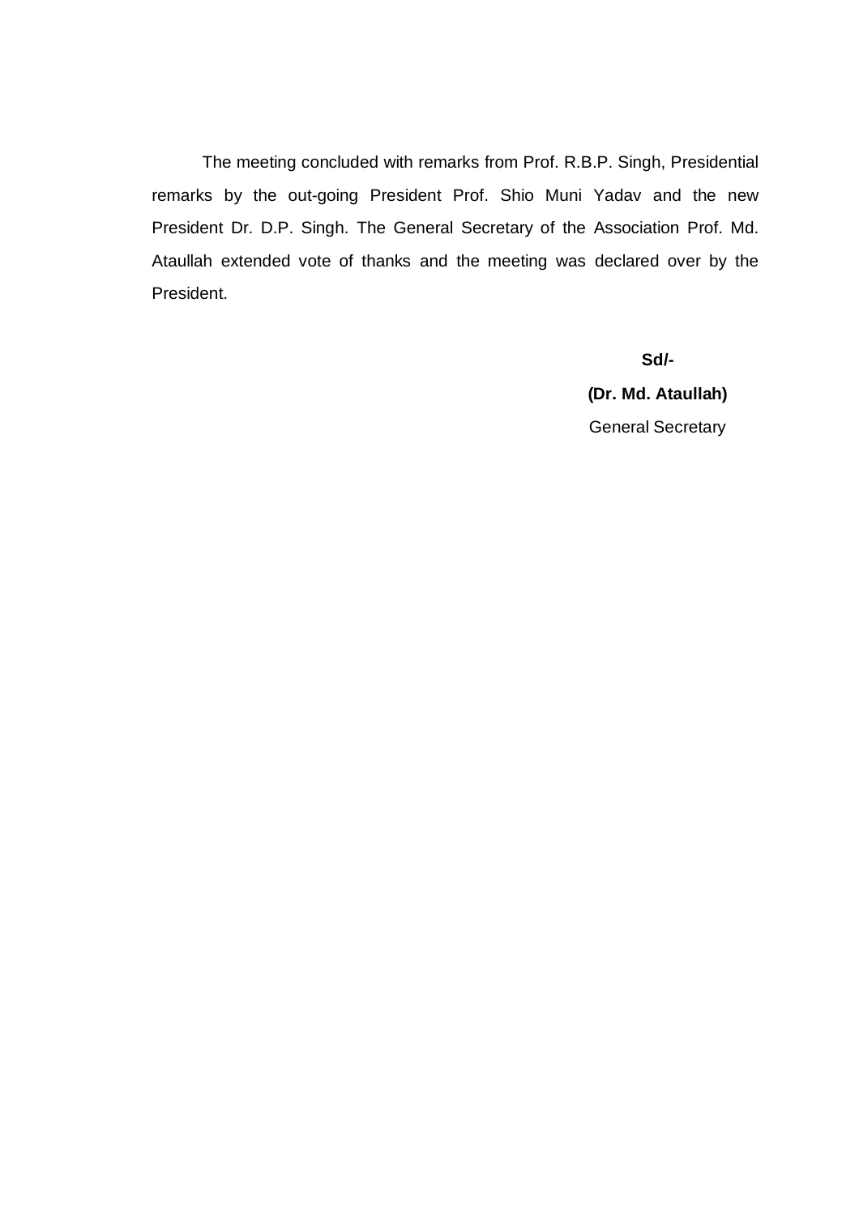The meeting concluded with remarks from Prof. R.B.P. Singh, Presidential remarks by the out-going President Prof. Shio Muni Yadav and the new President Dr. D.P. Singh. The General Secretary of the Association Prof. Md. Ataullah extended vote of thanks and the meeting was declared over by the President.

**Sd/-**

**(Dr. Md. Ataullah)**

General Secretary